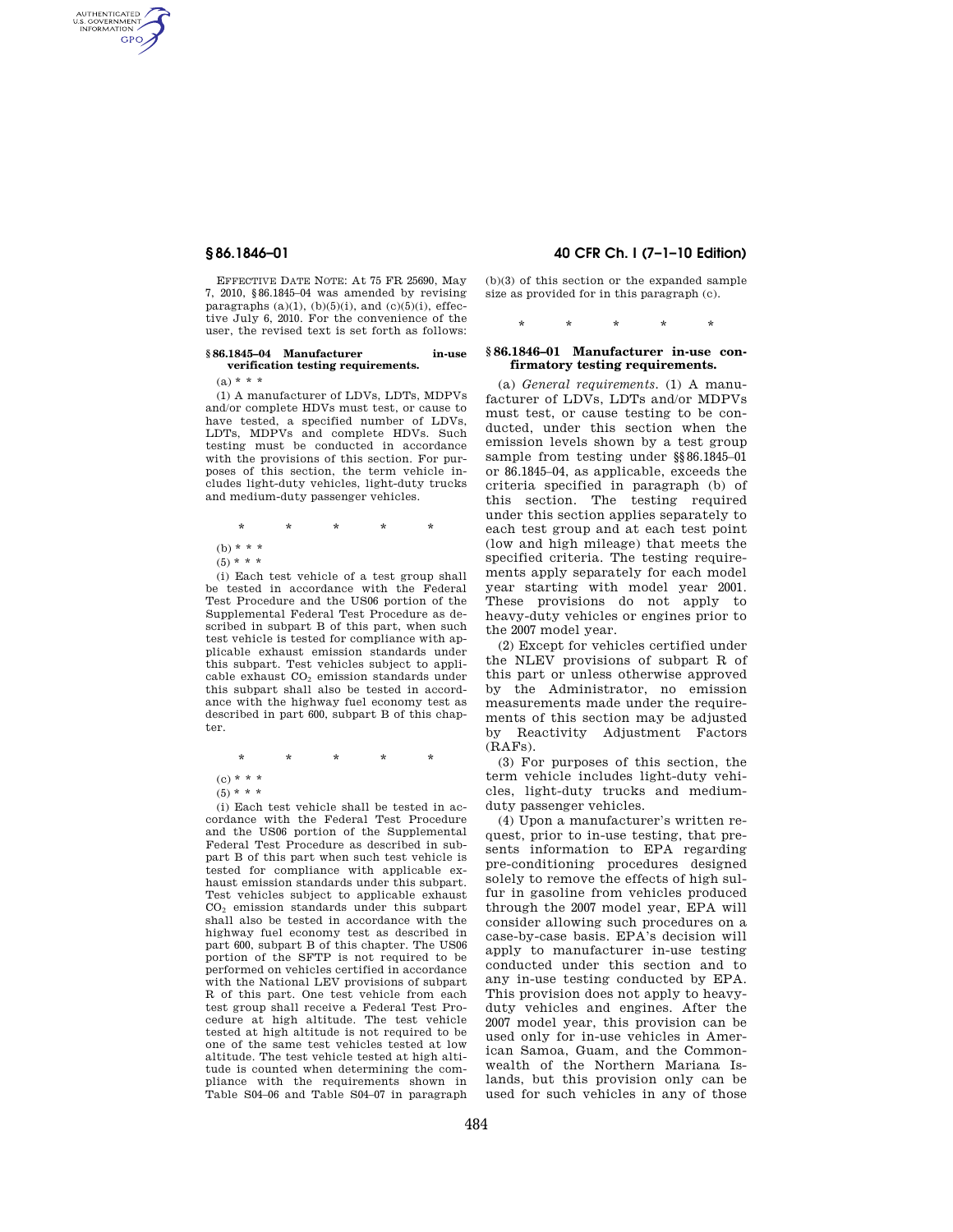EFFECTIVE DATE NOTE: At 75 FR 25690, May 7, 2010, §86.1845–04 was amended by revising paragraphs (a)(1), (b)(5)(i), and (c)(5)(i), effective July 6, 2010. For the convenience of the user, the revised text is set forth as follows:

**§ 86.1845–04 Manufacturer in-use verification testing requirements.**

(a) * * *

(1) A manufacturer of LDVs, LDTs, MDPVs and/or complete HDVs must test, or cause to have tested, a specified number of LDVs, LDTs, MDPVs and complete HDVs. Such testing must be conducted in accordance with the provisions of this section. For purposes of this section, the term vehicle includes light-duty vehicles, light-duty trucks and medium-duty passenger vehicles.

\* \* \* \* \*

(b) * * *

(5) * * *

(i) Each test vehicle of a test group shall be tested in accordance with the Federal Test Procedure and the US06 portion of the Supplemental Federal Test Procedure as described in subpart B of this part, when such test vehicle is tested for compliance with applicable exhaust emission standards under this subpart. Test vehicles subject to applicable exhaust $CO_2$ emission standards under this subpart shall also be tested in accordance with the highway fuel economy test as described in part 600, subpart B of this chapter.

\* \* \* \* \*

(c) * * *

(5) * * *

(i) Each test vehicle shall be tested in accordance with the Federal Test Procedure and the US06 portion of the Supplemental Federal Test Procedure as described in subpart B of this part when such test vehicle is tested for compliance with applicable exhaust emission standards under this subpart. Test vehicles subject to applicable exhaust $CO_2$ emission standards under this subpart shall also be tested in accordance with the highway fuel economy test as described in part 600, subpart B of this chapter. The US06 portion of the SFTP is not required to be performed on vehicles certified in accordance with the National LEV provisions of subpart R of this part. One test vehicle from each test group shall receive a Federal Test Procedure at high altitude. The test vehicle tested at high altitude is not required to be one of the same test vehicles tested at low altitude. The test vehicle tested at high altitude is counted when determining the compliance with the requirements shown in Table S04–06 and Table S04–07 in paragraph (b)(3) of this section or the expanded sample size as provided for in this paragraph (c).

\* \* \* \* \*

**§ 86.1846–01 Manufacturer in-use confirmatory testing requirements.**

(a) *General requirements.* (1) A manufacturer of LDVs, LDTs and/or MDPVs must test, or cause testing to be conducted, under this section when the emission levels shown by a test group sample from testing under §§86.1845–01 or 86.1845–04, as applicable, exceeds the criteria specified in paragraph (b) of this section. The testing required under this section applies separately to each test group and at each test point (low and high mileage) that meets the specified criteria. The testing requirements apply separately for each model year starting with model year 2001. These provisions do not apply to heavy-duty vehicles or engines prior to the 2007 model year.

(2) Except for vehicles certified under the NLEV provisions of subpart R of this part or unless otherwise approved by the Administrator, no emission measurements made under the requirements of this section may be adjusted by Reactivity Adjustment Factors (RAFs).

(3) For purposes of this section, the term vehicle includes light-duty vehicles, light-duty trucks and medium-duty passenger vehicles.

(4) Upon a manufacturer's written request, prior to in-use testing, that presents information to EPA regarding pre-conditioning procedures designed solely to remove the effects of high sulfur in gasoline from vehicles produced through the 2007 model year, EPA will consider allowing such procedures on a case-by-case basis. EPA's decision will apply to manufacturer in-use testing conducted under this section and to any in-use testing conducted by EPA. This provision does not apply to heavy-duty vehicles and engines. After the 2007 model year, this provision can be used only for in-use vehicles in American Samoa, Guam, and the Commonwealth of the Northern Mariana Islands, but this provision only can be used for such vehicles in any of those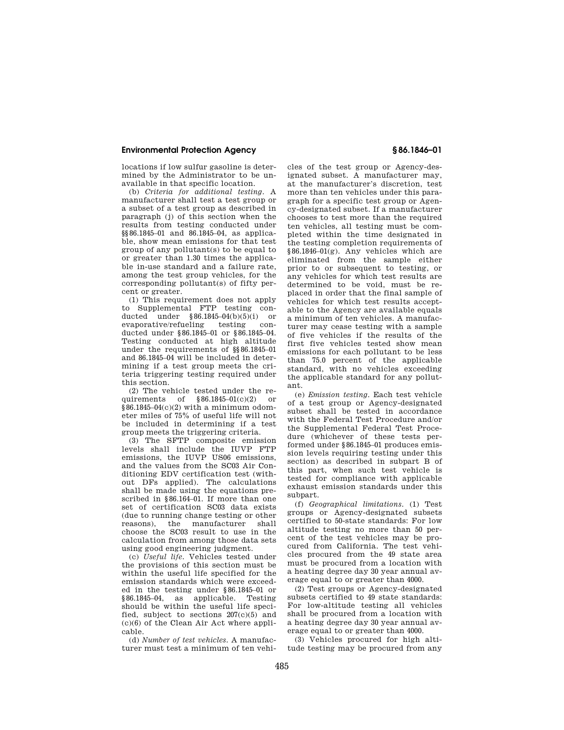locations if low sulfur gasoline is determined by the Administrator to be unavailable in that specific location.

(b) *Criteria for additional testing*. A manufacturer shall test a test group or a subset of a test group as described in paragraph (j) of this section when the results from testing conducted under §§86.1845–01 and 86.1845–04, as applicable, show mean emissions for that test group of any pollutant(s) to be equal to or greater than 1.30 times the applicable in-use standard and a failure rate, among the test group vehicles, for the corresponding pollutant(s) of fifty percent or greater.

(1) This requirement does not apply to Supplemental FTP testing conducted under §86.1845–04(b)(5)(i) or evaporative/refueling testing conducted under §86.1845–01 or §86.1845–04. Testing conducted at high altitude under the requirements of §§86.1845–01 and 86.1845–04 will be included in determining if a test group meets the criteria triggering testing required under this section.

(2) The vehicle tested under the requirements of §86.1845–01(c)(2) or §86.1845–04(c)(2) with a minimum odometer miles of 75% of useful life will not be included in determining if a test group meets the triggering criteria.

(3) The SFTP composite emission levels shall include the IUVP FTP emissions, the IUVP US06 emissions, and the values from the SC03 Air Conditioning EDV certification test (without DFs applied). The calculations shall be made using the equations prescribed in §86.164–01. If more than one set of certification SC03 data exists (due to running change testing or other reasons), the manufacturer shall choose the SC03 result to use in the calculation from among those data sets using good engineering judgment.

(c) *Useful life*. Vehicles tested under the provisions of this section must be within the useful life specified for the emission standards which were exceeded in the testing under §86.1845–01 or §86.1845–04, as applicable. Testing should be within the useful life specified, subject to sections 207(c)(5) and (c)(6) of the Clean Air Act where applicable.

(d) *Number of test vehicles*. A manufacturer must test a minimum of ten vehicles of the test group or Agency-designated subset. A manufacturer may, at the manufacturer's discretion, test more than ten vehicles under this paragraph for a specific test group or Agency-designated subset. If a manufacturer chooses to test more than the required ten vehicles, all testing must be completed within the time designated in the testing completion requirements of §86.1846–01(g). Any vehicles which are eliminated from the sample either prior to or subsequent to testing, or any vehicles for which test results are determined to be void, must be replaced in order that the final sample of vehicles for which test results acceptable to the Agency are available equals a minimum of ten vehicles. A manufacturer may cease testing with a sample of five vehicles if the results of the first five vehicles tested show mean emissions for each pollutant to be less than 75.0 percent of the applicable standard, with no vehicles exceeding the applicable standard for any pollutant.

(e) *Emission testing*. Each test vehicle of a test group or Agency-designated subset shall be tested in accordance with the Federal Test Procedure and/or the Supplemental Federal Test Procedure (whichever of these tests performed under §86.1845–01 produces emission levels requiring testing under this section) as described in subpart B of this part, when such test vehicle is tested for compliance with applicable exhaust emission standards under this subpart.

(f) *Geographical limitations*. (1) Test groups or Agency-designated subsets certified to 50-state standards: For low altitude testing no more than 50 percent of the test vehicles may be procured from California. The test vehicles procured from the 49 state area must be procured from a location with a heating degree day 30 year annual average equal to or greater than 4000.

(2) Test groups or Agency-designated subsets certified to 49 state standards: For low-altitude testing all vehicles shall be procured from a location with a heating degree day 30 year annual average equal to or greater than 4000.

(3) Vehicles procured for high altitude testing may be procured from any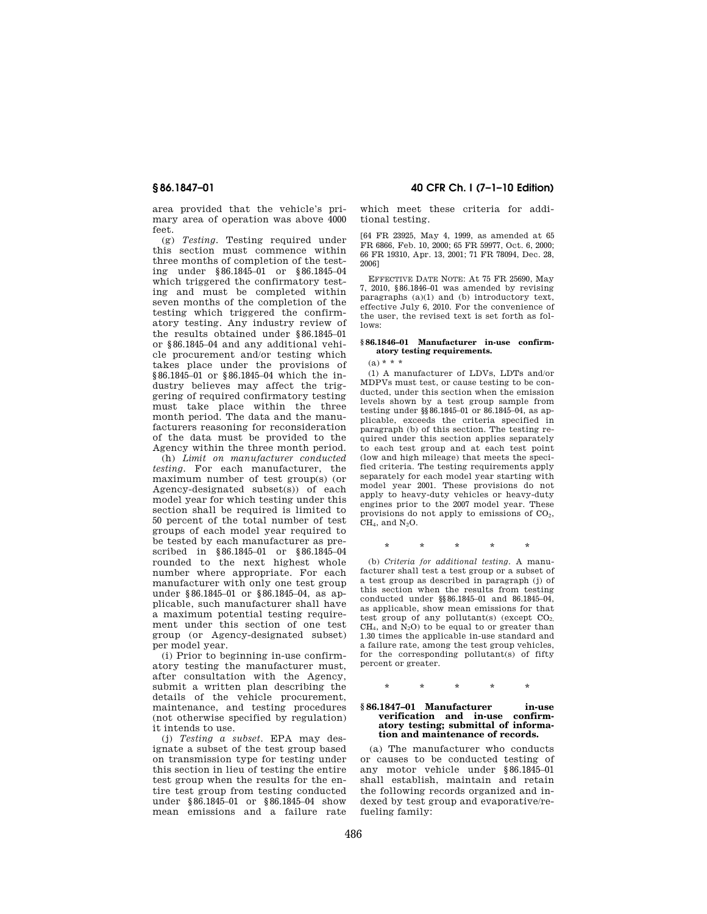area provided that the vehicle's primary area of operation was above 4000 feet.

(g) *Testing.* Testing required under this section must commence within three months of completion of the testing under §86.1845–01 or §86.1845–04 which triggered the confirmatory testing and must be completed within seven months of the completion of the testing which triggered the confirmatory testing. Any industry review of the results obtained under §86.1845–01 or §86.1845–04 and any additional vehicle procurement and/or testing which takes place under the provisions of §86.1845–01 or §86.1845–04 which the industry believes may affect the triggering of required confirmatory testing must take place within the three month period. The data and the manufacturers reasoning for reconsideration of the data must be provided to the Agency within the three month period.

(h) *Limit on manufacturer conducted testing.* For each manufacturer, the maximum number of test group(s) (or Agency-designated subset(s)) of each model year for which testing under this section shall be required is limited to 50 percent of the total number of test groups of each model year required to be tested by each manufacturer as prescribed in §86.1845–01 or §86.1845–04 rounded to the next highest whole number where appropriate. For each manufacturer with only one test group under §86.1845–01 or §86.1845–04, as applicable, such manufacturer shall have a maximum potential testing requirement under this section of one test group (or Agency-designated subset) per model year.

(i) Prior to beginning in-use confirmatory testing the manufacturer must, after consultation with the Agency, submit a written plan describing the details of the vehicle procurement, maintenance, and testing procedures (not otherwise specified by regulation) it intends to use.

(j) *Testing a subset.* EPA may designate a subset of the test group based on transmission type for testing under this section in lieu of testing the entire test group when the results for the entire test group from testing conducted under §86.1845–01 or §86.1845–04 show mean emissions and a failure rate which meet these criteria for additional testing.

[64 FR 23925, May 4, 1999, as amended at 65 FR 6866, Feb. 10, 2000; 65 FR 59977, Oct. 6, 2000; 66 FR 19310, Apr. 13, 2001; 71 FR 78094, Dec. 28, 2006]

EFFECTIVE DATE NOTE: At 75 FR 25690, May 7, 2010, §86.1846–01 was amended by revising paragraphs (a)(1) and (b) introductory text, effective July 6, 2010. For the convenience of the user, the revised text is set forth as follows:

**§86.1846–01 Manufacturer in-use confirmatory testing requirements.**

(a) * * *

(1) A manufacturer of LDVs, LDTs and/or MDPVs must test, or cause testing to be conducted, under this section when the emission levels shown by a test group sample from testing under §§86.1845–01 or 86.1845–04, as applicable, exceeds the criteria specified in paragraph (b) of this section. The testing required under this section applies separately to each test group and at each test point (low and high mileage) that meets the specified criteria. The testing requirements apply separately for each model year starting with model year 2001. These provisions do not apply to heavy-duty vehicles or heavy-duty engines prior to the 2007 model year. These provisions do not apply to emissions of $CO_2$, $CH_4$, and $N_2O$.

\* \* \* \* \*

(b) *Criteria for additional testing.* A manufacturer shall test a test group or a subset of a test group as described in paragraph (j) of this section when the results from testing conducted under §§86.1845–01 and 86.1845–04, as applicable, show mean emissions for that test group of any pollutant(s) (except $CO_2$, $CH_4$, and $N_2O$) to be equal to or greater than 1.30 times the applicable in-use standard and a failure rate, among the test group vehicles, for the corresponding pollutant(s) of fifty percent or greater.

\* \* \* \* \*

**§86.1847–01 Manufacturer in-use verification and in-use confirmatory testing; submittal of information and maintenance of records.**

(a) The manufacturer who conducts or causes to be conducted testing of any motor vehicle under §86.1845–01 shall establish, maintain and retain the following records organized and indexed by test group and evaporative/refueling family: